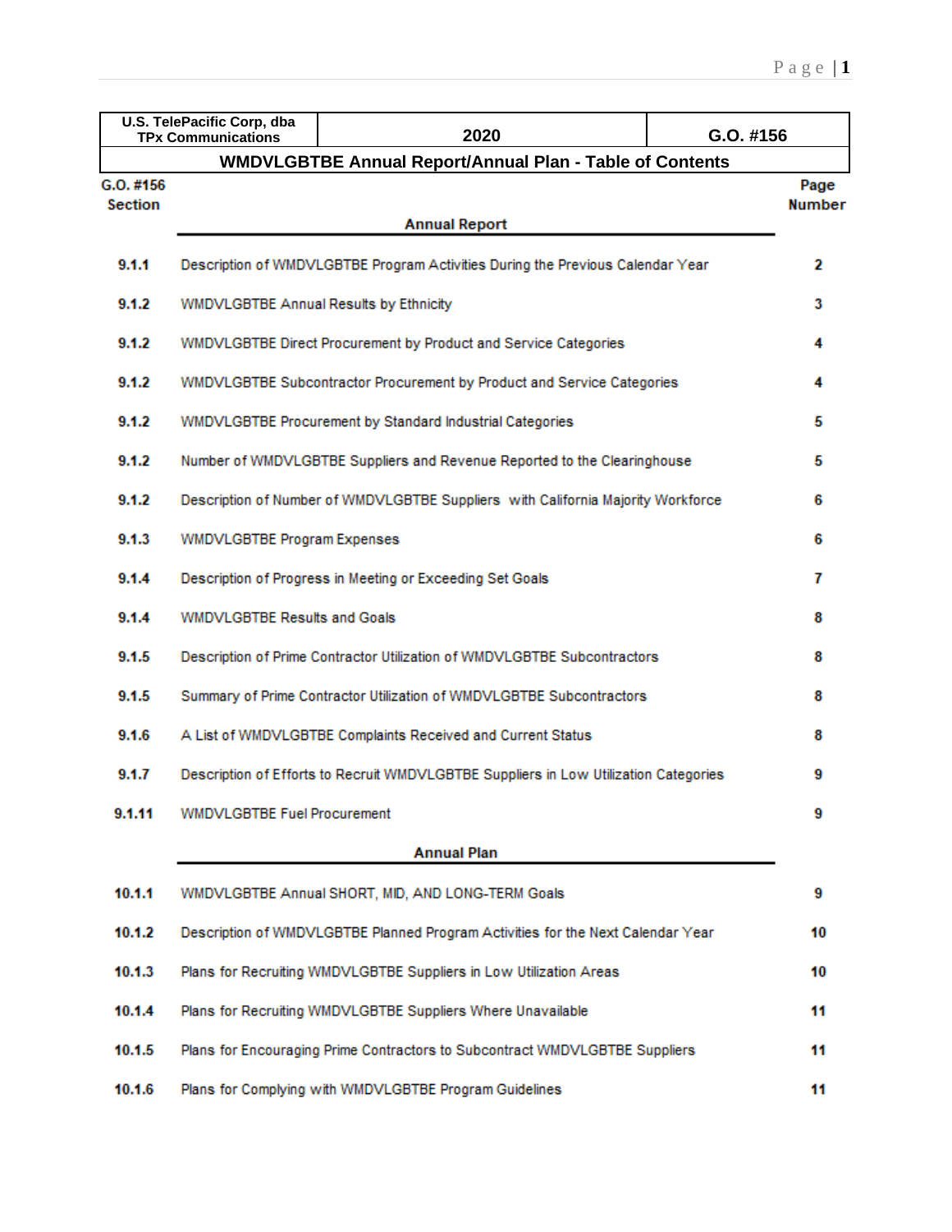| U.S. TelePacific Corp, dba TPx Communications | 2020 | G.O. #156 |
|---|---|---|

## WMDVLGBTBE Annual Report/Annual Plan - Table of Contents

| G.O. #156 Section | | Page Number |
|---|---|---|
| | **Annual Report** | |
| 9.1.1 | Description of WMDVLGBTBE Program Activities During the Previous Calendar Year | 2 |
| 9.1.2 | WMDVLGBTBE Annual Results by Ethnicity | 3 |
| 9.1.2 | WMDVLGBTBE Direct Procurement by Product and Service Categories | 4 |
| 9.1.2 | WMDVLGBTBE Subcontractor Procurement by Product and Service Categories | 4 |
| 9.1.2 | WMDVLGBTBE Procurement by Standard Industrial Categories | 5 |
| 9.1.2 | Number of WMDVLGBTBE Suppliers and Revenue Reported to the Clearinghouse | 5 |
| 9.1.2 | Description of Number of WMDVLGBTBE Suppliers with California Majority Workforce | 6 |
| 9.1.3 | WMDVLGBTBE Program Expenses | 6 |
| 9.1.4 | Description of Progress in Meeting or Exceeding Set Goals | 7 |
| 9.1.4 | WMDVLGBTBE Results and Goals | 8 |
| 9.1.5 | Description of Prime Contractor Utilization of WMDVLGBTBE Subcontractors | 8 |
| 9.1.5 | Summary of Prime Contractor Utilization of WMDVLGBTBE Subcontractors | 8 |
| 9.1.6 | A List of WMDVLGBTBE Complaints Received and Current Status | 8 |
| 9.1.7 | Description of Efforts to Recruit WMDVLGBTBE Suppliers in Low Utilization Categories | 9 |
| 9.1.11 | WMDVLGBTBE Fuel Procurement | 9 |
| | **Annual Plan** | |
| 10.1.1 | WMDVLGBTBE Annual SHORT, MID, AND LONG-TERM Goals | 9 |
| 10.1.2 | Description of WMDVLGBTBE Planned Program Activities for the Next Calendar Year | 10 |
| 10.1.3 | Plans for Recruiting WMDVLGBTBE Suppliers in Low Utilization Areas | 10 |
| 10.1.4 | Plans for Recruiting WMDVLGBTBE Suppliers Where Unavailable | 11 |
| 10.1.5 | Plans for Encouraging Prime Contractors to Subcontract WMDVLGBTBE Suppliers | 11 |
| 10.1.6 | Plans for Complying with WMDVLGBTBE Program Guidelines | 11 |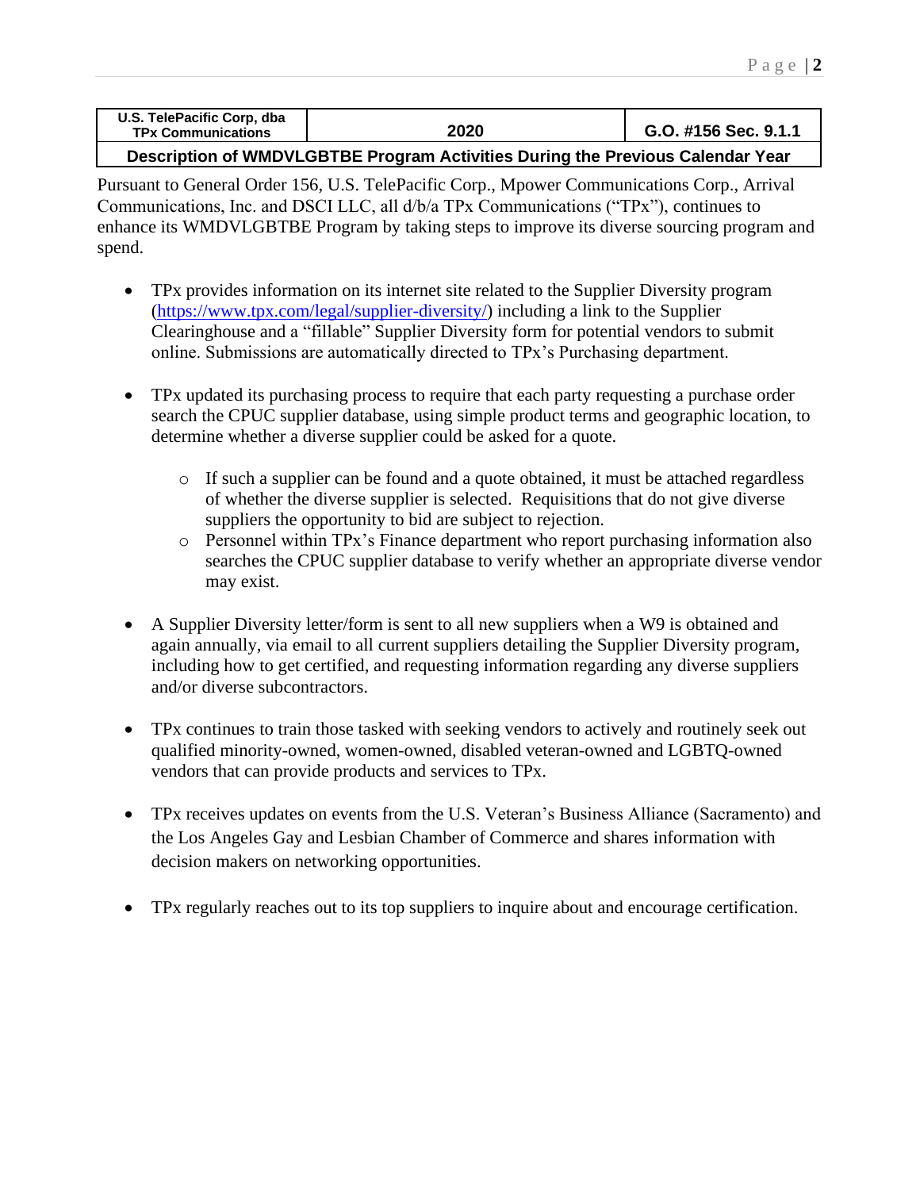| U.S. TelePacific Corp, dba TPx Communications | 2020 | G.O. #156 Sec. 9.1.1 |
|---|---|---|
| **Description of WMDVLGBTBE Program Activities During the Previous Calendar Year** | | |

Pursuant to General Order 156, U.S. TelePacific Corp., Mpower Communications Corp., Arrival Communications, Inc. and DSCI LLC, all d/b/a TPx Communications ("TPx"), continues to enhance its WMDVLGBTBE Program by taking steps to improve its diverse sourcing program and spend.

- TPx provides information on its internet site related to the Supplier Diversity program (https://www.tpx.com/legal/supplier-diversity/) including a link to the Supplier Clearinghouse and a "fillable" Supplier Diversity form for potential vendors to submit online. Submissions are automatically directed to TPx's Purchasing department.

- TPx updated its purchasing process to require that each party requesting a purchase order search the CPUC supplier database, using simple product terms and geographic location, to determine whether a diverse supplier could be asked for a quote.
  - If such a supplier can be found and a quote obtained, it must be attached regardless of whether the diverse supplier is selected. Requisitions that do not give diverse suppliers the opportunity to bid are subject to rejection.
  - Personnel within TPx's Finance department who report purchasing information also searches the CPUC supplier database to verify whether an appropriate diverse vendor may exist.

- A Supplier Diversity letter/form is sent to all new suppliers when a W9 is obtained and again annually, via email to all current suppliers detailing the Supplier Diversity program, including how to get certified, and requesting information regarding any diverse suppliers and/or diverse subcontractors.

- TPx continues to train those tasked with seeking vendors to actively and routinely seek out qualified minority-owned, women-owned, disabled veteran-owned and LGBTQ-owned vendors that can provide products and services to TPx.

- TPx receives updates on events from the U.S. Veteran's Business Alliance (Sacramento) and the Los Angeles Gay and Lesbian Chamber of Commerce and shares information with decision makers on networking opportunities.

- TPx regularly reaches out to its top suppliers to inquire about and encourage certification.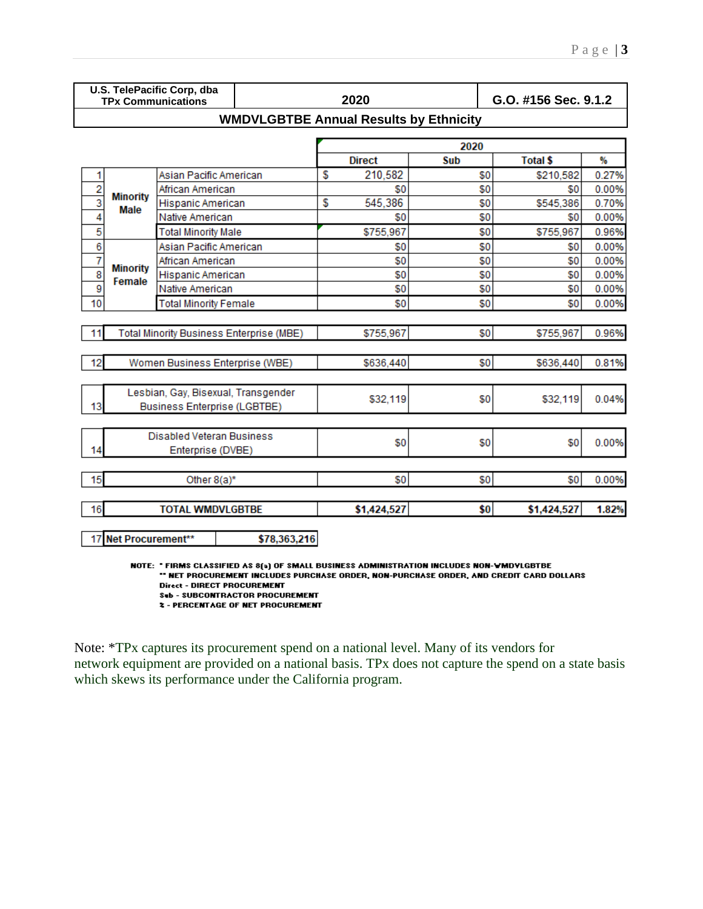| U.S. TelePacific Corp, dba TPx Communications | 2020 | G.O. #156 Sec. 9.1.2 |
|---|---|---|

## WMDVLGBTBE Annual Results by Ethnicity

| # | | | 2020 Direct | 2020 Sub | 2020 Total $ | 2020 % |
|---|---|---|---|---|---|---|
| 1 | Minority Male | Asian Pacific American | $ 210,582 | $0 | $210,582 | 0.27% |
| 2 | | African American | $0 | $0 | $0 | 0.00% |
| 3 | | Hispanic American | $ 545,386 | $0 | $545,386 | 0.70% |
| 4 | | Native American | $0 | $0 | $0 | 0.00% |
| 5 | | Total Minority Male | $755,967 | $0 | $755,967 | 0.96% |
| 6 | Minority Female | Asian Pacific American | $0 | $0 | $0 | 0.00% |
| 7 | | African American | $0 | $0 | $0 | 0.00% |
| 8 | | Hispanic American | $0 | $0 | $0 | 0.00% |
| 9 | | Native American | $0 | $0 | $0 | 0.00% |
| 10 | | Total Minority Female | $0 | $0 | $0 | 0.00% |
| 11 | Total Minority Business Enterprise (MBE) | | $755,967 | $0 | $755,967 | 0.96% |
| 12 | Women Business Enterprise (WBE) | | $636,440 | $0 | $636,440 | 0.81% |
| 13 | Lesbian, Gay, Bisexual, Transgender Business Enterprise (LGBTBE) | | $32,119 | $0 | $32,119 | 0.04% |
| 14 | Disabled Veteran Business Enterprise (DVBE) | | $0 | $0 | $0 | 0.00% |
| 15 | Other 8(a)* | | $0 | $0 | $0 | 0.00% |
| 16 | **TOTAL WMDVLGBTBE** | | **$1,424,527** | **$0** | **$1,424,527** | **1.82%** |

| 17 | **Net Procurement**** | **$78,363,216** |
|---|---|---|

NOTE: * FIRMS CLASSIFIED AS 8(a) OF SMALL BUSINESS ADMINISTRATION INCLUDES NON-WMDVLGBTBE
** NET PROCUREMENT INCLUDES PURCHASE ORDER, NON-PURCHASE ORDER, AND CREDIT CARD DOLLARS
Direct - DIRECT PROCUREMENT
Sub - SUBCONTRACTOR PROCUREMENT
% - PERCENTAGE OF NET PROCUREMENT

Note: *TPx captures its procurement spend on a national level. Many of its vendors for network equipment are provided on a national basis. TPx does not capture the spend on a state basis which skews its performance under the California program.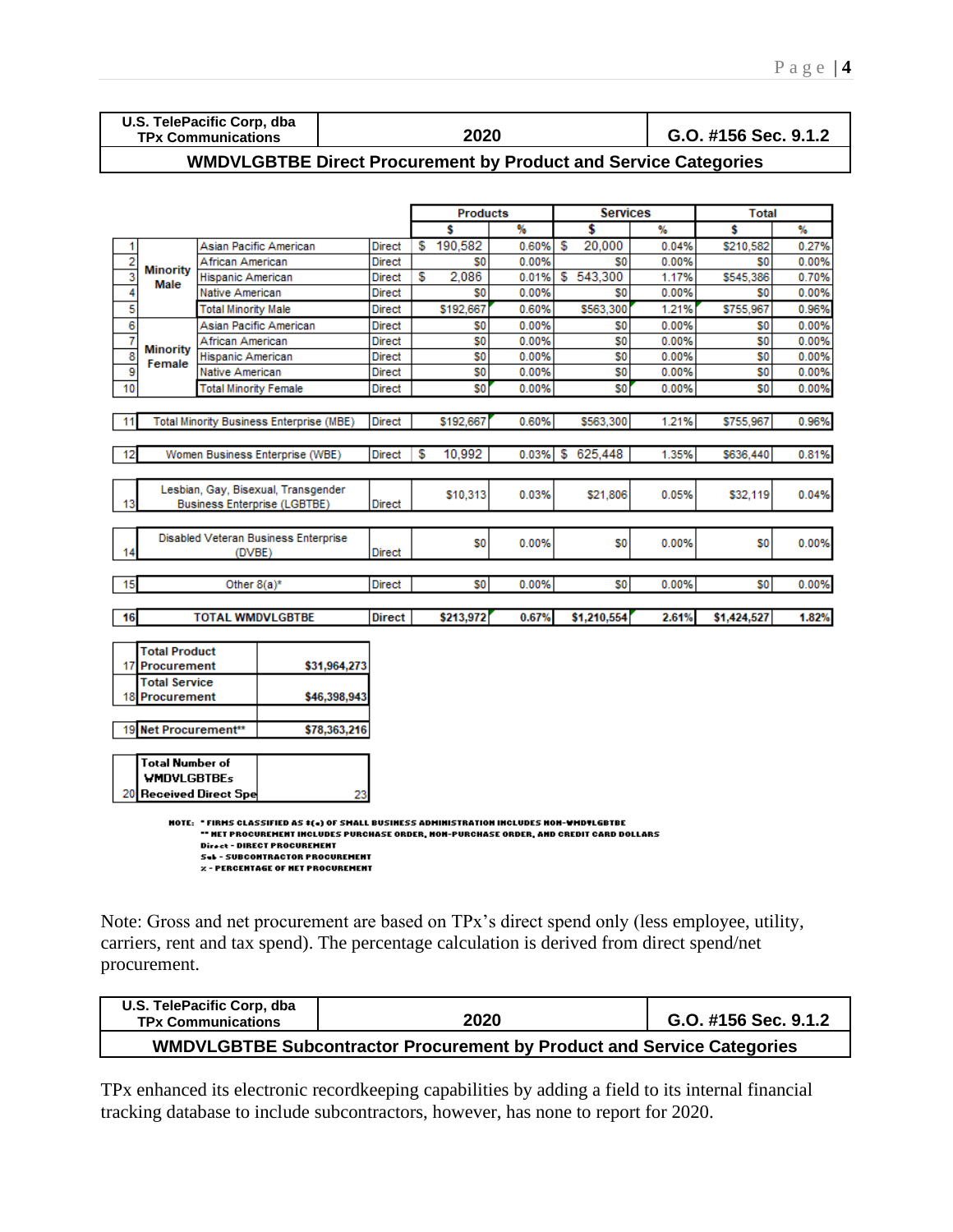| U.S. TelePacific Corp, dba TPx Communications | 2020 | G.O. #156 Sec. 9.1.2 |
|---|---|---|
| **WMDVLGBTBE Direct Procurement by Product and Service Categories** | | |

| # | | | | Products $ | Products % | Services $ | Services % | Total $ | Total % |
|---|---|---|---|---|---|---|---|---|---|
| 1 | Minority Male | Asian Pacific American | Direct | $ 190,582 | 0.60% | $ 20,000 | 0.04% | $210,582 | 0.27% |
| 2 | | African American | Direct | $0 | 0.00% | $0 | 0.00% | $0 | 0.00% |
| 3 | | Hispanic American | Direct | $ 2,086 | 0.01% | $ 543,300 | 1.17% | $545,386 | 0.70% |
| 4 | | Native American | Direct | $0 | 0.00% | $0 | 0.00% | $0 | 0.00% |
| 5 | | Total Minority Male | Direct | $192,667 | 0.60% | $563,300 | 1.21% | $755,967 | 0.96% |
| 6 | Minority Female | Asian Pacific American | Direct | $0 | 0.00% | $0 | 0.00% | $0 | 0.00% |
| 7 | | African American | Direct | $0 | 0.00% | $0 | 0.00% | $0 | 0.00% |
| 8 | | Hispanic American | Direct | $0 | 0.00% | $0 | 0.00% | $0 | 0.00% |
| 9 | | Native American | Direct | $0 | 0.00% | $0 | 0.00% | $0 | 0.00% |
| 10 | | Total Minority Female | Direct | $0 | 0.00% | $0 | 0.00% | $0 | 0.00% |
| 11 | Total Minority Business Enterprise (MBE) | | Direct | $192,667 | 0.60% | $563,300 | 1.21% | $755,967 | 0.96% |
| 12 | Women Business Enterprise (WBE) | | Direct | $ 10,992 | 0.03% | $ 625,448 | 1.35% | $636,440 | 0.81% |
| 13 | Lesbian, Gay, Bisexual, Transgender Business Enterprise (LGBTBE) | | Direct | $10,313 | 0.03% | $21,806 | 0.05% | $32,119 | 0.04% |
| 14 | Disabled Veteran Business Enterprise (DVBE) | | Direct | $0 | 0.00% | $0 | 0.00% | $0 | 0.00% |
| 15 | Other 8(a)* | | Direct | $0 | 0.00% | $0 | 0.00% | $0 | 0.00% |
| 16 | **TOTAL WMDVLGBTBE** | | **Direct** | **$213,972** | **0.67%** | **$1,210,554** | **2.61%** | **$1,424,527** | **1.82%** |

| # | | |
|---|---|---|
| 17 | **Total Product Procurement** | **$31,964,273** |
| 18 | **Total Service Procurement** | **$46,398,943** |
| 19 | **Net Procurement**** | **$78,363,216** |
| 20 | **Total Number of WMDVLGBTBEs Received Direct Spe** | 23 |

NOTE: * FIRMS CLASSIFIED AS 8(a) OF SMALL BUSINESS ADMINISTRATION INCLUDES NON-WMDVLGBTBE
** NET PROCUREMENT INCLUDES PURCHASE ORDER, NON-PURCHASE ORDER, AND CREDIT CARD DOLLARS
Direct - DIRECT PROCUREMENT
Sub - SUBCONTRACTOR PROCUREMENT
% - PERCENTAGE OF NET PROCUREMENT

Note: Gross and net procurement are based on TPx's direct spend only (less employee, utility, carriers, rent and tax spend). The percentage calculation is derived from direct spend/net procurement.

| U.S. TelePacific Corp, dba TPx Communications | 2020 | G.O. #156 Sec. 9.1.2 |
|---|---|---|
| **WMDVLGBTBE Subcontractor Procurement by Product and Service Categories** | | |

TPx enhanced its electronic recordkeeping capabilities by adding a field to its internal financial tracking database to include subcontractors, however, has none to report for 2020.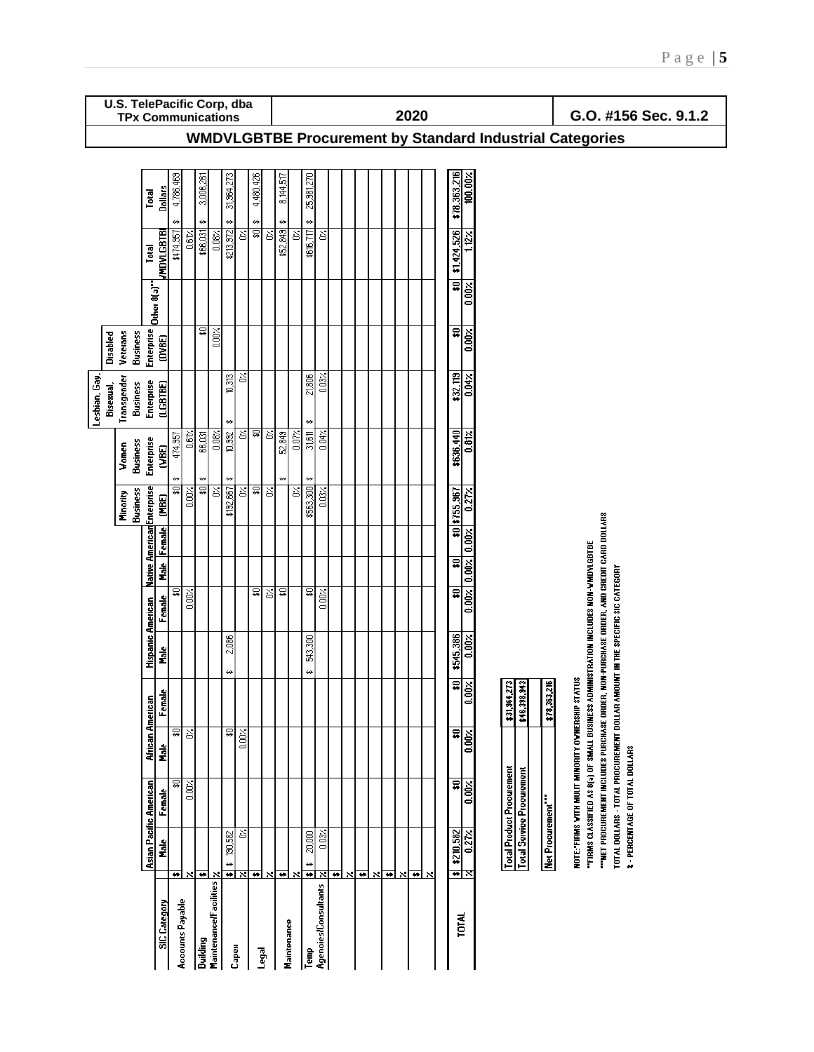| U.S. TelePacific Corp, dba TPx Communications | 2020 | G.O. #156 Sec. 9.1.2 |
|---|---|---|

## WMDVLGBTBE Procurement by Standard Industrial Categories

| SIC Category | | Asian Pacific American | | African American | | Hispanic American | | Native American | | Minority Business Enterprise (MBE) | Women Business Enterprise (WBE) | Lesbian, Gay, Bisexual, Transgender Business Enterprise (LGBTBE) | Disabled Veterans Business Enterprise (DVBE) | Other 8(a)** | Total WMDVLGBTBE | Total Dollars |
|---|---|---|---|---|---|---|---|---|---|---|---|---|---|---|---|---|
| | | Male | Female | Male | Female | Male | Female | Male | Female | | | | | | | |
| Accounts Payable | $ | | $0 | $0 | | | $0 | | | $0 | $ 474,957 | | | | $474,957 | $ 4,786,469 |
| | % | | 0.00% | 0% | | | 0.00% | | | 0.00% | 0.61% | | | | 0.61% | |
| Building Maintenance/Facilities | $ | | | | | | | | | $0 | $ 66,031 | | $0 | | $66,031 | $ 3,006,261 |
| | % | | | | | | | | | 0% | 0.08% | | 0.00% | | 0.08% | |
| Capex | $ | $ 190,582 | | $0 | | $ 2,086 | | | | $192,667 | $ 10,992 | $ 10,313 | | | $213,972 | $ 31,964,273 |
| | % | 0% | | 0.00% | | | | | | 0% | 0% | 0% | | | 0% | |
| Legal | $ | | | | | | $0 | | | $0 | $0 | | | | $0 | $ 4,480,426 |
| | % | | | | | | 0% | | | 0% | 0% | | | | 0% | |
| Maintenance | $ | | | | | | $0 | | | | $ 52,849 | | | | $52,849 | $ 8,144,517 |
| | % | | | | | | | | | 0% | 0.07% | | | | 0% | |
| Temp Agencies/Consultants | $ | $ 20,000 | | | | $ 543,300 | $0 | | | $563,300 | $ 31,611 | $ 21,806 | | | $616,717 | $ 25,981,270 |
| | % | 0.03% | | | | | 0.00% | | | 0.03% | 0.04% | 0.03% | | | 0% | |
| | $ | | | | | | | | | | | | | | | |
| | % | | | | | | | | | | | | | | | |
| | $ | | | | | | | | | | | | | | | |
| | % | | | | | | | | | | | | | | | |
| | $ | | | | | | | | | | | | | | | |
| | % | | | | | | | | | | | | | | | |
| | $ | | | | | | | | | | | | | | | |
| | % | | | | | | | | | | | | | | | |
| TOTAL | $ | $210,582 | $0 | $0 | $0 | $545,386 | $0 | $0 | $0 | $755,967 | $636,440 | $32,119 | $0 | $0 | $1,424,526 | $78,363,216 |
| | % | 0.27% | 0.00% | 0.00% | 0.00% | 0.00% | 0.00% | 0.00% | 0.00% | 0.27% | 0.81% | 0.04% | 0.00% | 0.00% | 1.12% | 100.00% |

| | |
|---|---|
| Total Product Procurement | $31,964,273 |
| Total Service Procurement | $46,398,943 |
| | |
| Net Procurement*** | $78,363,216 |

NOTE: *FIRMS WITH MULTI MINORITY OWNERSHIP STATUS

**FIRMS CLASSIFIED AS 8(a) OF SMALL BUSINESS ADMINISTRATION INCLUDES NON-WMDVLGBTBE

***NET PROCUREMENT INCLUDES PURCHASE ORDER, NON-PURCHASE ORDER, AND CREDIT CARD DOLLARS

TOTAL DOLLARS - TOTAL PROCUREMENT DOLLAR AMOUNT IN THE SPECIFIC SIC CATEGORY

% - PERCENTAGE OF TOTAL DOLLARS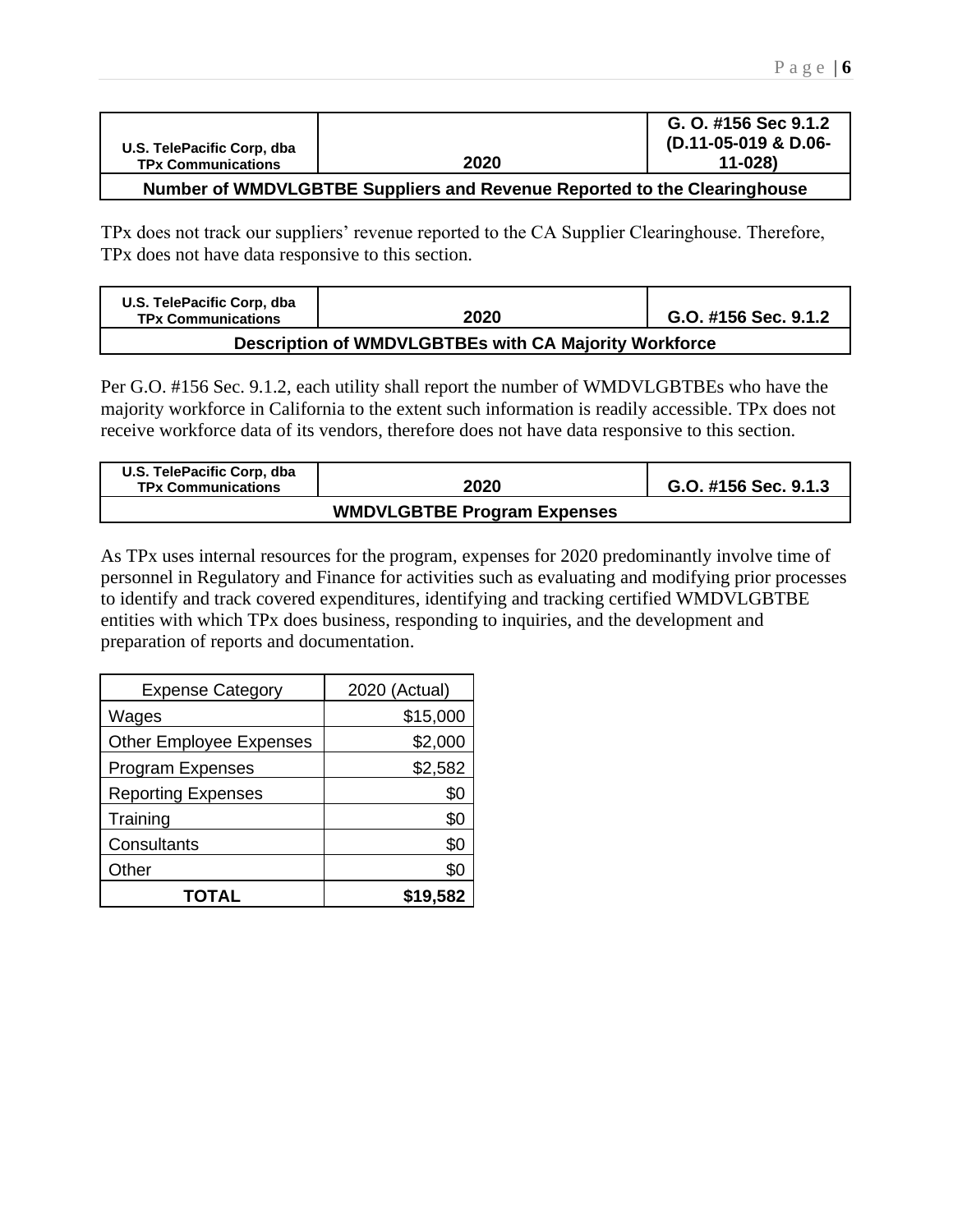| U.S. TelePacific Corp, dba TPx Communications | 2020 | G. O. #156 Sec 9.1.2 (D.11-05-019 & D.06-11-028) |
|---|---|---|
| **Number of WMDVLGBTBE Suppliers and Revenue Reported to the Clearinghouse** | | |

TPx does not track our suppliers' revenue reported to the CA Supplier Clearinghouse. Therefore, TPx does not have data responsive to this section.

| U.S. TelePacific Corp, dba TPx Communications | 2020 | G.O. #156 Sec. 9.1.2 |
|---|---|---|
| **Description of WMDVLGBTBEs with CA Majority Workforce** | | |

Per G.O. #156 Sec. 9.1.2, each utility shall report the number of WMDVLGBTBEs who have the majority workforce in California to the extent such information is readily accessible. TPx does not receive workforce data of its vendors, therefore does not have data responsive to this section.

| U.S. TelePacific Corp, dba TPx Communications | 2020 | G.O. #156 Sec. 9.1.3 |
|---|---|---|
| **WMDVLGBTBE Program Expenses** | | |

As TPx uses internal resources for the program, expenses for 2020 predominantly involve time of personnel in Regulatory and Finance for activities such as evaluating and modifying prior processes to identify and track covered expenditures, identifying and tracking certified WMDVLGBTBE entities with which TPx does business, responding to inquiries, and the development and preparation of reports and documentation.

| Expense Category | 2020 (Actual) |
|---|---|
| Wages | $15,000 |
| Other Employee Expenses | $2,000 |
| Program Expenses | $2,582 |
| Reporting Expenses | $0 |
| Training | $0 |
| Consultants | $0 |
| Other | $0 |
| **TOTAL** | **$19,582** |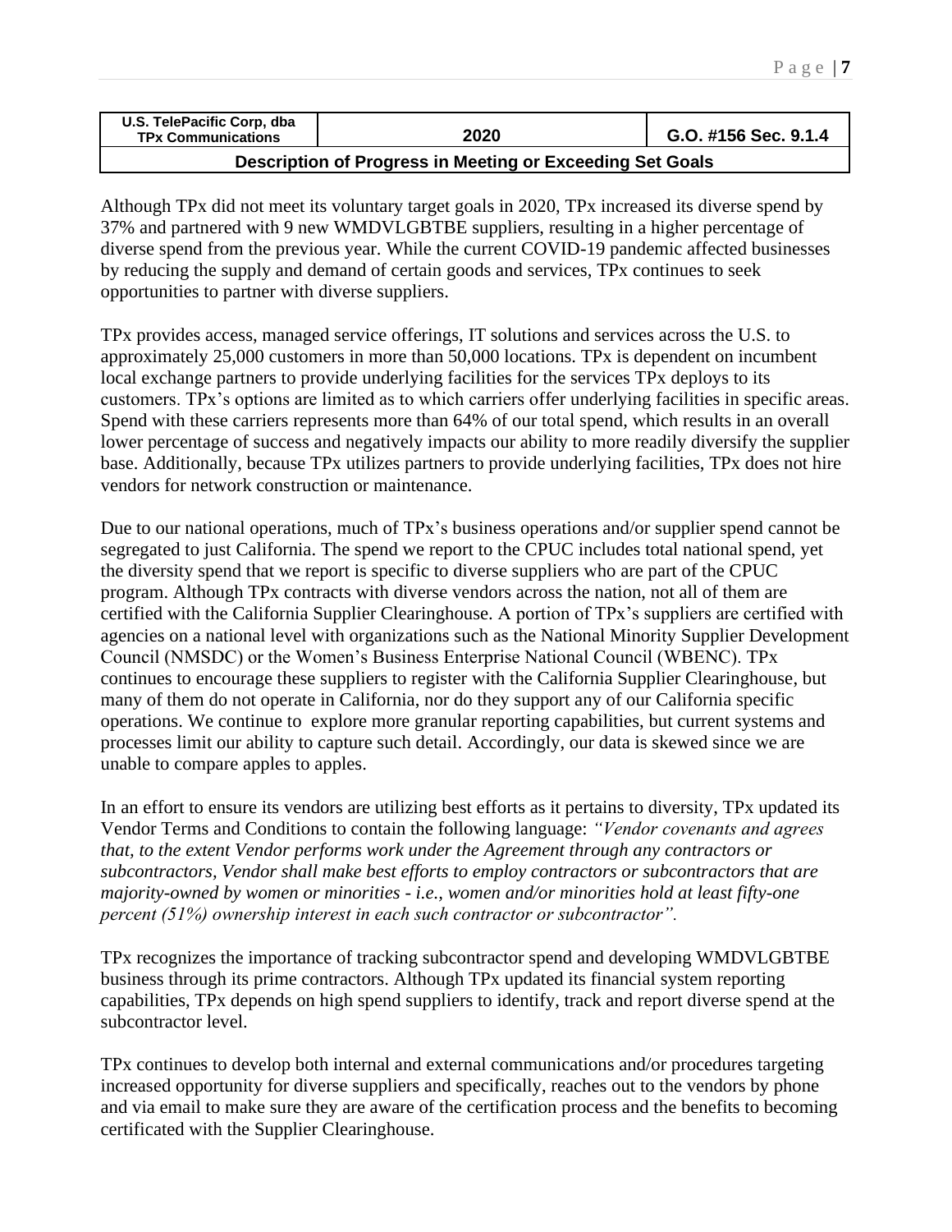| U.S. TelePacific Corp, dba TPx Communications | 2020 | G.O. #156 Sec. 9.1.4 |
|---|---|---|
| **Description of Progress in Meeting or Exceeding Set Goals** | | |

Although TPx did not meet its voluntary target goals in 2020, TPx increased its diverse spend by 37% and partnered with 9 new WMDVLGBTBE suppliers, resulting in a higher percentage of diverse spend from the previous year. While the current COVID-19 pandemic affected businesses by reducing the supply and demand of certain goods and services, TPx continues to seek opportunities to partner with diverse suppliers.

TPx provides access, managed service offerings, IT solutions and services across the U.S. to approximately 25,000 customers in more than 50,000 locations. TPx is dependent on incumbent local exchange partners to provide underlying facilities for the services TPx deploys to its customers. TPx's options are limited as to which carriers offer underlying facilities in specific areas. Spend with these carriers represents more than 64% of our total spend, which results in an overall lower percentage of success and negatively impacts our ability to more readily diversify the supplier base. Additionally, because TPx utilizes partners to provide underlying facilities, TPx does not hire vendors for network construction or maintenance.

Due to our national operations, much of TPx's business operations and/or supplier spend cannot be segregated to just California. The spend we report to the CPUC includes total national spend, yet the diversity spend that we report is specific to diverse suppliers who are part of the CPUC program. Although TPx contracts with diverse vendors across the nation, not all of them are certified with the California Supplier Clearinghouse. A portion of TPx's suppliers are certified with agencies on a national level with organizations such as the National Minority Supplier Development Council (NMSDC) or the Women's Business Enterprise National Council (WBENC). TPx continues to encourage these suppliers to register with the California Supplier Clearinghouse, but many of them do not operate in California, nor do they support any of our California specific operations. We continue to explore more granular reporting capabilities, but current systems and processes limit our ability to capture such detail. Accordingly, our data is skewed since we are unable to compare apples to apples.

In an effort to ensure its vendors are utilizing best efforts as it pertains to diversity, TPx updated its Vendor Terms and Conditions to contain the following language: *"Vendor covenants and agrees that, to the extent Vendor performs work under the Agreement through any contractors or subcontractors, Vendor shall make best efforts to employ contractors or subcontractors that are majority-owned by women or minorities - i.e., women and/or minorities hold at least fifty-one percent (51%) ownership interest in each such contractor or subcontractor".*

TPx recognizes the importance of tracking subcontractor spend and developing WMDVLGBTBE business through its prime contractors. Although TPx updated its financial system reporting capabilities, TPx depends on high spend suppliers to identify, track and report diverse spend at the subcontractor level.

TPx continues to develop both internal and external communications and/or procedures targeting increased opportunity for diverse suppliers and specifically, reaches out to the vendors by phone and via email to make sure they are aware of the certification process and the benefits to becoming certificated with the Supplier Clearinghouse.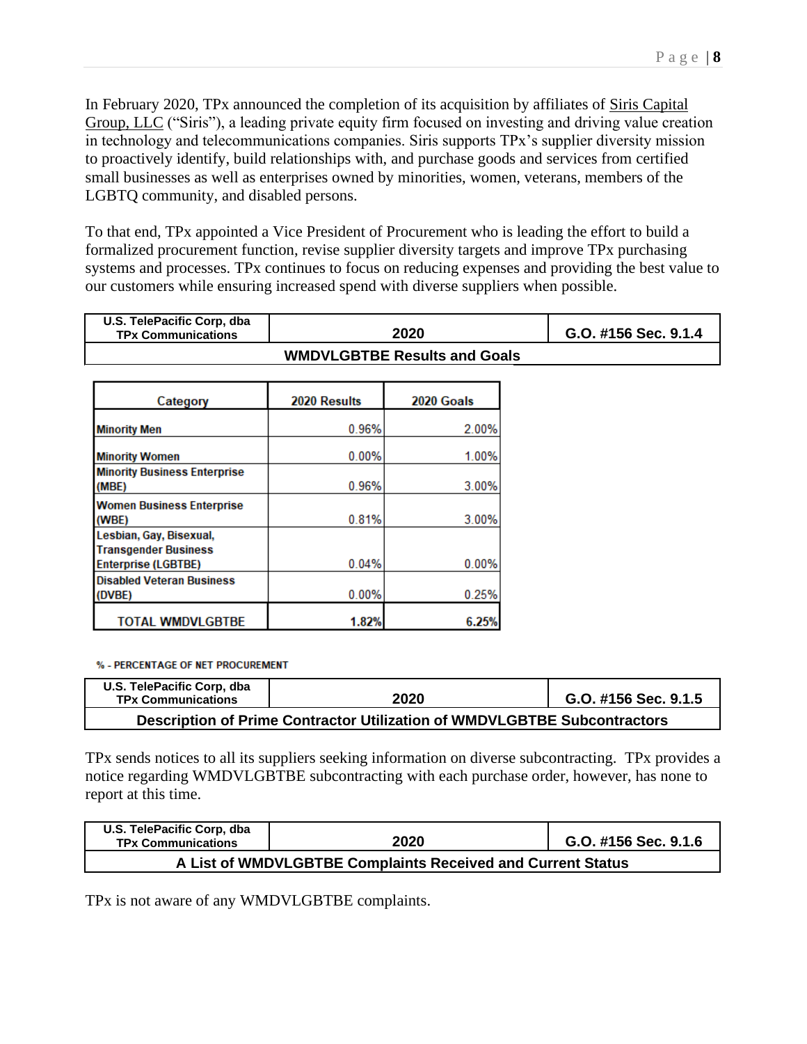In February 2020, TPx announced the completion of its acquisition by affiliates of Siris Capital Group, LLC ("Siris"), a leading private equity firm focused on investing and driving value creation in technology and telecommunications companies. Siris supports TPx's supplier diversity mission to proactively identify, build relationships with, and purchase goods and services from certified small businesses as well as enterprises owned by minorities, women, veterans, members of the LGBTQ community, and disabled persons.

To that end, TPx appointed a Vice President of Procurement who is leading the effort to build a formalized procurement function, revise supplier diversity targets and improve TPx purchasing systems and processes. TPx continues to focus on reducing expenses and providing the best value to our customers while ensuring increased spend with diverse suppliers when possible.

| U.S. TelePacific Corp, dba TPx Communications | 2020 | G.O. #156 Sec. 9.1.4 |
|---|---|---|
| **WMDVLGBTBE Results and Goals** | | |

| Category | 2020 Results | 2020 Goals |
|---|---|---|
| **Minority Men** | 0.96% | 2.00% |
| **Minority Women** | 0.00% | 1.00% |
| **Minority Business Enterprise (MBE)** | 0.96% | 3.00% |
| **Women Business Enterprise (WBE)** | 0.81% | 3.00% |
| **Lesbian, Gay, Bisexual, Transgender Business Enterprise (LGBTBE)** | 0.04% | 0.00% |
| **Disabled Veteran Business (DVBE)** | 0.00% | 0.25% |
| **TOTAL WMDVLGBTBE** | **1.82%** | **6.25%** |

% - PERCENTAGE OF NET PROCUREMENT

| U.S. TelePacific Corp, dba TPx Communications | 2020 | G.O. #156 Sec. 9.1.5 |
|---|---|---|
| **Description of Prime Contractor Utilization of WMDVLGBTBE Subcontractors** | | |

TPx sends notices to all its suppliers seeking information on diverse subcontracting. TPx provides a notice regarding WMDVLGBTBE subcontracting with each purchase order, however, has none to report at this time.

| U.S. TelePacific Corp, dba TPx Communications | 2020 | G.O. #156 Sec. 9.1.6 |
|---|---|---|
| **A List of WMDVLGBTBE Complaints Received and Current Status** | | |

TPx is not aware of any WMDVLGBTBE complaints.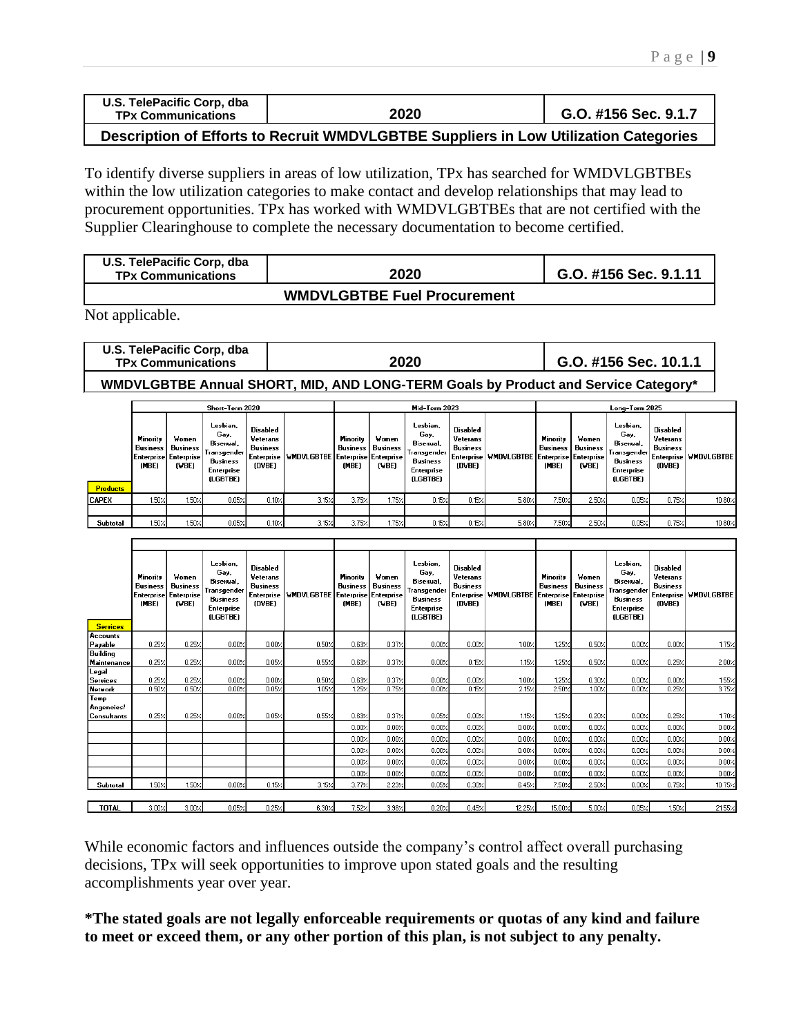| U.S. TelePacific Corp, dba TPx Communications | 2020 | G.O. #156 Sec. 9.1.7 |
|---|---|---|
| **Description of Efforts to Recruit WMDVLGBTBE Suppliers in Low Utilization Categories** | | |

To identify diverse suppliers in areas of low utilization, TPx has searched for WMDVLGBTBEs within the low utilization categories to make contact and develop relationships that may lead to procurement opportunities. TPx has worked with WMDVLGBTBEs that are not certified with the Supplier Clearinghouse to complete the necessary documentation to become certified.

| U.S. TelePacific Corp, dba TPx Communications | 2020 | G.O. #156 Sec. 9.1.11 |
|---|---|---|
| **WMDVLGBTBE Fuel Procurement** | | |

Not applicable.

| U.S. TelePacific Corp, dba TPx Communications | 2020 | G.O. #156 Sec. 10.1.1 |
|---|---|---|
| **WMDVLGBTBE Annual SHORT, MID, AND LONG-TERM Goals by Product and Service Category*** | | |

| | Short-Term 2020 | | | | | Mid-Term 2023 | | | | | Long-Term 2025 | | | | |
|---|---|---|---|---|---|---|---|---|---|---|---|---|---|---|---|
| Products | Minority Business Enterprise (MBE) | Women Business Enterprise (WBE) | Lesbian, Gay, Bisexual, Transgender Business Enterprise (LGBTBE) | Disabled Veterans Business Enterprise (DVBE) | WMDVLGBTBE | Minority Business Enterprise (MBE) | Women Business Enterprise (WBE) | Lesbian, Gay, Bisexual, Transgender Business Enterprise (LGBTBE) | Disabled Veterans Business Enterprise (DVBE) | WMDVLGBTBE | Minority Business Enterprise (MBE) | Women Business Enterprise (WBE) | Lesbian, Gay, Bisexual, Transgender Business Enterprise (LGBTBE) | Disabled Veterans Business Enterprise (DVBE) | WMDVLGBTBE |
| CAPEX | 1.50% | 1.50% | 0.05% | 0.10% | 3.15% | 3.75% | 1.75% | 0.15% | 0.15% | 5.80% | 7.50% | 2.50% | 0.05% | 0.75% | 10.80% |
| Subtotal | 1.50% | 1.50% | 0.05% | 0.10% | 3.15% | 3.75% | 1.75% | 0.15% | 0.15% | 5.80% | 7.50% | 2.50% | 0.05% | 0.75% | 10.80% |

| Services | Minority Business Enterprise (MBE) | Women Business Enterprise (WBE) | Lesbian, Gay, Bisexual, Transgender Business Enterprise (LGBTBE) | Disabled Veterans Business Enterprise (DVBE) | WMDVLGBTBE | Minority Business Enterprise (MBE) | Women Business Enterprise (WBE) | Lesbian, Gay, Bisexual, Transgender Business Enterprise (LGBTBE) | Disabled Veterans Business Enterprise (DVBE) | WMDVLGBTBE | Minority Business Enterprise (MBE) | Women Business Enterprise (WBE) | Lesbian, Gay, Bisexual, Transgender Business Enterprise (LGBTBE) | Disabled Veterans Business Enterprise (DVBE) | WMDVLGBTBE |
|---|---|---|---|---|---|---|---|---|---|---|---|---|---|---|---|
| Accounts Payable | 0.25% | 0.25% | 0.00% | 0.00% | 0.50% | 0.63% | 0.37% | 0.00% | 0.00% | 1.00% | 1.25% | 0.50% | 0.00% | 0.00% | 1.75% |
| Building Maintenance | 0.25% | 0.25% | 0.00% | 0.05% | 0.55% | 0.63% | 0.37% | 0.00% | 0.15% | 1.15% | 1.25% | 0.50% | 0.00% | 0.25% | 2.00% |
| Legal Services | 0.25% | 0.25% | 0.00% | 0.00% | 0.50% | 0.63% | 0.37% | 0.00% | 0.00% | 1.00% | 1.25% | 0.30% | 0.00% | 0.00% | 1.55% |
| Network | 0.50% | 0.50% | 0.00% | 0.05% | 1.05% | 1.25% | 0.75% | 0.00% | 0.15% | 2.15% | 2.50% | 1.00% | 0.00% | 0.25% | 3.75% |
| Temp Angencies/ Consultants | 0.25% | 0.25% | 0.00% | 0.05% | 0.55% | 0.63% | 0.37% | 0.05% | 0.00% | 1.15% | 1.25% | 0.20% | 0.00% | 0.25% | 1.70% |
| | | | | | | 0.00% | 0.00% | 0.00% | 0.00% | 0.00% | 0.00% | 0.00% | 0.00% | 0.00% | 0.00% |
| | | | | | | 0.00% | 0.00% | 0.00% | 0.00% | 0.00% | 0.00% | 0.00% | 0.00% | 0.00% | 0.00% |
| | | | | | | 0.00% | 0.00% | 0.00% | 0.00% | 0.00% | 0.00% | 0.00% | 0.00% | 0.00% | 0.00% |
| | | | | | | 0.00% | 0.00% | 0.00% | 0.00% | 0.00% | 0.00% | 0.00% | 0.00% | 0.00% | 0.00% |
| | | | | | | 0.00% | 0.00% | 0.00% | 0.00% | 0.00% | 0.00% | 0.00% | 0.00% | 0.00% | 0.00% |
| Subtotal | 1.50% | 1.50% | 0.00% | 0.15% | 3.15% | 3.77% | 2.23% | 0.05% | 0.30% | 6.45% | 7.50% | 2.50% | 0.00% | 0.75% | 10.75% |
| TOTAL | 3.00% | 3.00% | 0.05% | 0.25% | 6.30% | 7.52% | 3.98% | 0.20% | 0.45% | 12.25% | 15.00% | 5.00% | 0.05% | 1.50% | 21.55% |

While economic factors and influences outside the company's control affect overall purchasing decisions, TPx will seek opportunities to improve upon stated goals and the resulting accomplishments year over year.

***The stated goals are not legally enforceable requirements or quotas of any kind and failure to meet or exceed them, or any other portion of this plan, is not subject to any penalty.**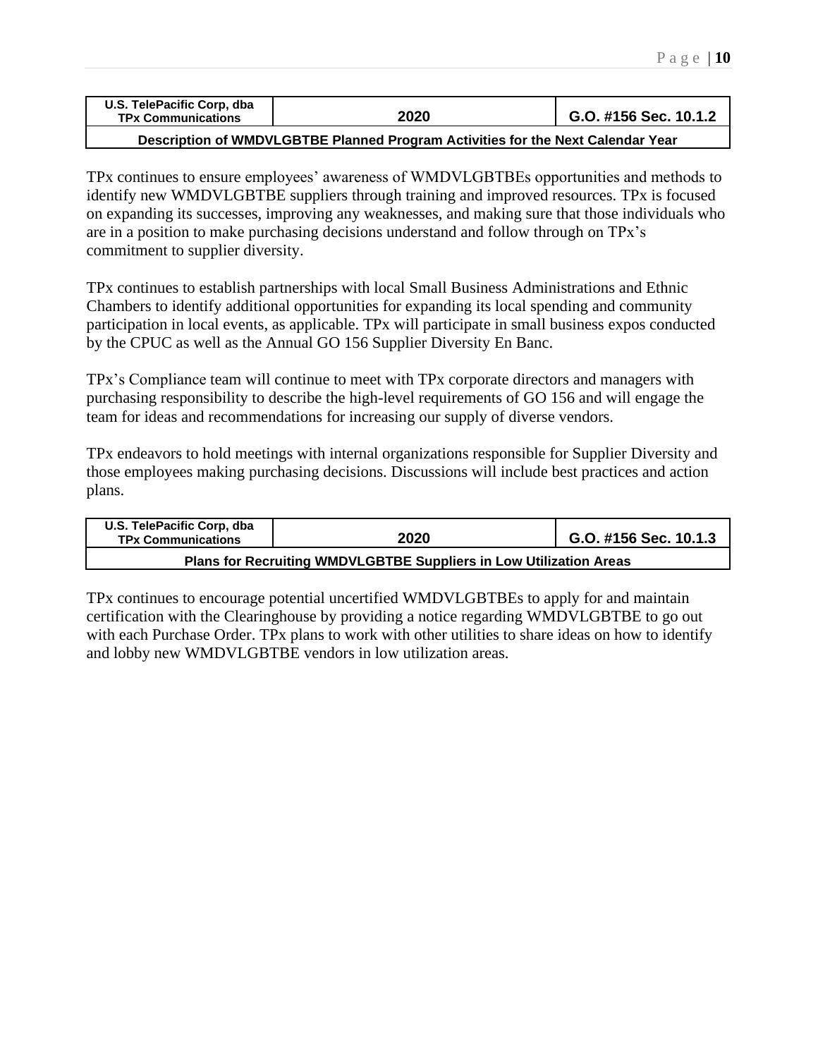| U.S. TelePacific Corp, dba TPx Communications | 2020 | G.O. #156 Sec. 10.1.2 |
|---|---|---|
| **Description of WMDVLGBTBE Planned Program Activities for the Next Calendar Year** | | |

TPx continues to ensure employees' awareness of WMDVLGBTBEs opportunities and methods to identify new WMDVLGBTBE suppliers through training and improved resources. TPx is focused on expanding its successes, improving any weaknesses, and making sure that those individuals who are in a position to make purchasing decisions understand and follow through on TPx's commitment to supplier diversity.

TPx continues to establish partnerships with local Small Business Administrations and Ethnic Chambers to identify additional opportunities for expanding its local spending and community participation in local events, as applicable. TPx will participate in small business expos conducted by the CPUC as well as the Annual GO 156 Supplier Diversity En Banc.

TPx's Compliance team will continue to meet with TPx corporate directors and managers with purchasing responsibility to describe the high-level requirements of GO 156 and will engage the team for ideas and recommendations for increasing our supply of diverse vendors.

TPx endeavors to hold meetings with internal organizations responsible for Supplier Diversity and those employees making purchasing decisions. Discussions will include best practices and action plans.

| U.S. TelePacific Corp, dba TPx Communications | 2020 | G.O. #156 Sec. 10.1.3 |
|---|---|---|
| **Plans for Recruiting WMDVLGBTBE Suppliers in Low Utilization Areas** | | |

TPx continues to encourage potential uncertified WMDVLGBTBEs to apply for and maintain certification with the Clearinghouse by providing a notice regarding WMDVLGBTBE to go out with each Purchase Order. TPx plans to work with other utilities to share ideas on how to identify and lobby new WMDVLGBTBE vendors in low utilization areas.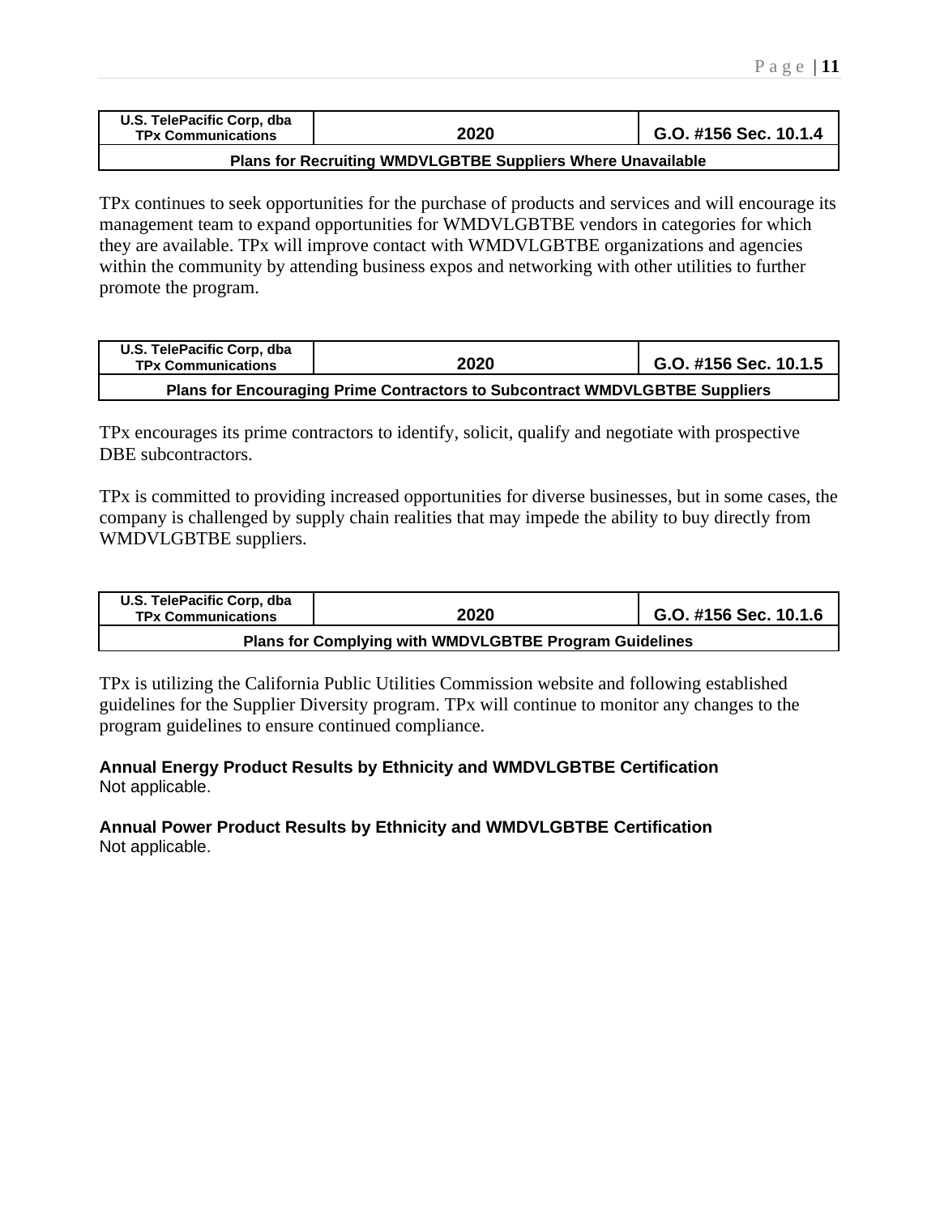| U.S. TelePacific Corp, dba TPx Communications | 2020 | G.O. #156 Sec. 10.1.4 |
| --- | --- | --- |
| Plans for Recruiting WMDVLGBTBE Suppliers Where Unavailable | | |

TPx continues to seek opportunities for the purchase of products and services and will encourage its management team to expand opportunities for WMDVLGBTBE vendors in categories for which they are available. TPx will improve contact with WMDVLGBTBE organizations and agencies within the community by attending business expos and networking with other utilities to further promote the program.

| U.S. TelePacific Corp, dba TPx Communications | 2020 | G.O. #156 Sec. 10.1.5 |
| --- | --- | --- |
| Plans for Encouraging Prime Contractors to Subcontract WMDVLGBTBE Suppliers | | |

TPx encourages its prime contractors to identify, solicit, qualify and negotiate with prospective DBE subcontractors.

TPx is committed to providing increased opportunities for diverse businesses, but in some cases, the company is challenged by supply chain realities that may impede the ability to buy directly from WMDVLGBTBE suppliers.

| U.S. TelePacific Corp, dba TPx Communications | 2020 | G.O. #156 Sec. 10.1.6 |
| --- | --- | --- |
| Plans for Complying with WMDVLGBTBE Program Guidelines | | |

TPx is utilizing the California Public Utilities Commission website and following established guidelines for the Supplier Diversity program. TPx will continue to monitor any changes to the program guidelines to ensure continued compliance.

**Annual Energy Product Results by Ethnicity and WMDVLGBTBE Certification**
Not applicable.

**Annual Power Product Results by Ethnicity and WMDVLGBTBE Certification**
Not applicable.